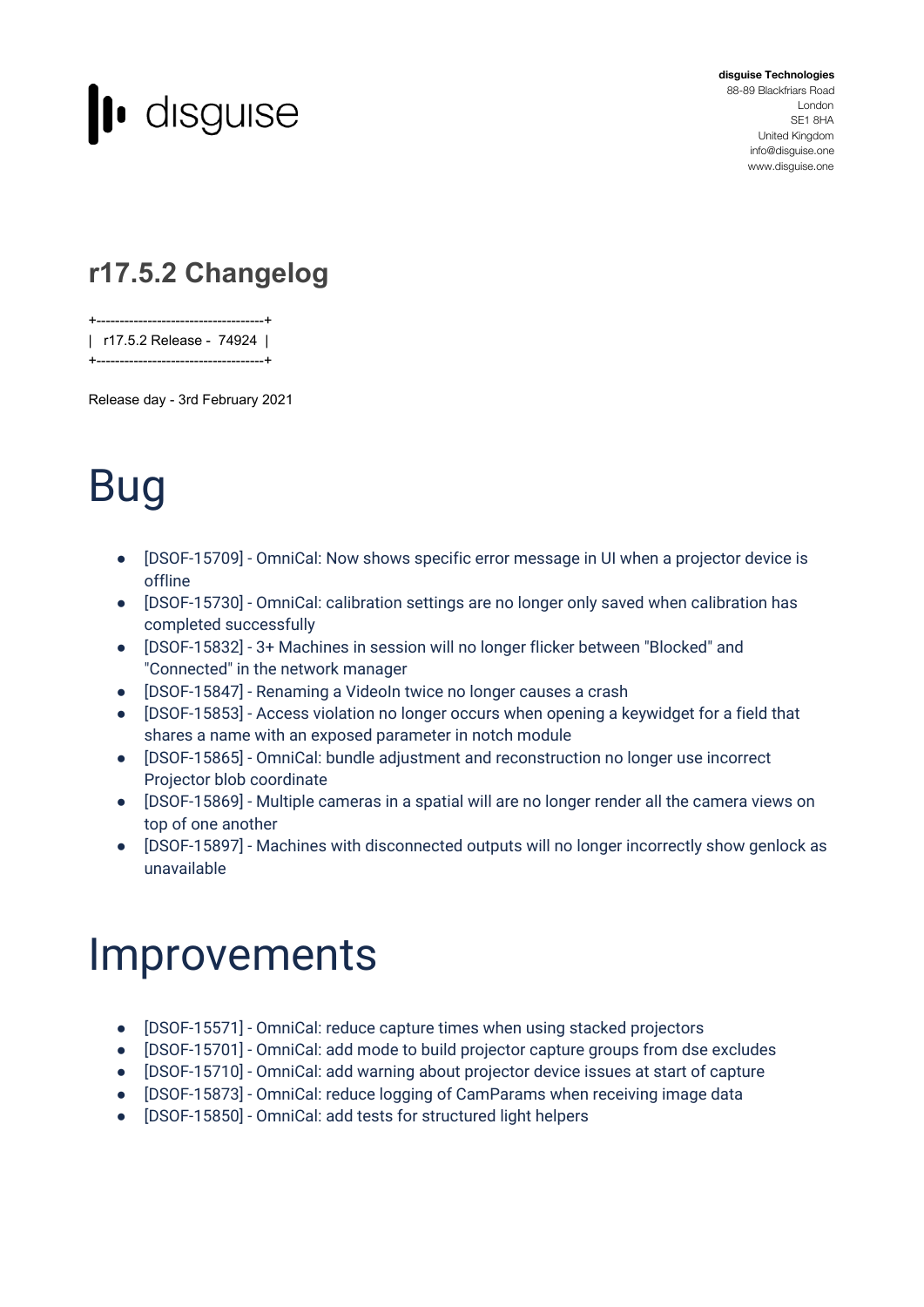disguise

**disguise Technologies**
88-89 Blackfriars Road
London
SE1 8HA
United Kingdom
info@disguise.one
www.disguise.one

## r17.5.2 Changelog

```
+------------------------------------+
|  r17.5.2 Release -  74924  |
+------------------------------------+
```

Release day - 3rd February 2021

# Bug

- [DSOF-15709] - OmniCal: Now shows specific error message in UI when a projector device is offline
- [DSOF-15730] - OmniCal: calibration settings are no longer only saved when calibration has completed successfully
- [DSOF-15832] - 3+ Machines in session will no longer flicker between "Blocked" and "Connected" in the network manager
- [DSOF-15847] - Renaming a VideoIn twice no longer causes a crash
- [DSOF-15853] - Access violation no longer occurs when opening a keywidget for a field that shares a name with an exposed parameter in notch module
- [DSOF-15865] - OmniCal: bundle adjustment and reconstruction no longer use incorrect Projector blob coordinate
- [DSOF-15869] - Multiple cameras in a spatial will are no longer render all the camera views on top of one another
- [DSOF-15897] - Machines with disconnected outputs will no longer incorrectly show genlock as unavailable

# Improvements

- [DSOF-15571] - OmniCal: reduce capture times when using stacked projectors
- [DSOF-15701] - OmniCal: add mode to build projector capture groups from dse excludes
- [DSOF-15710] - OmniCal: add warning about projector device issues at start of capture
- [DSOF-15873] - OmniCal: reduce logging of CamParams when receiving image data
- [DSOF-15850] - OmniCal: add tests for structured light helpers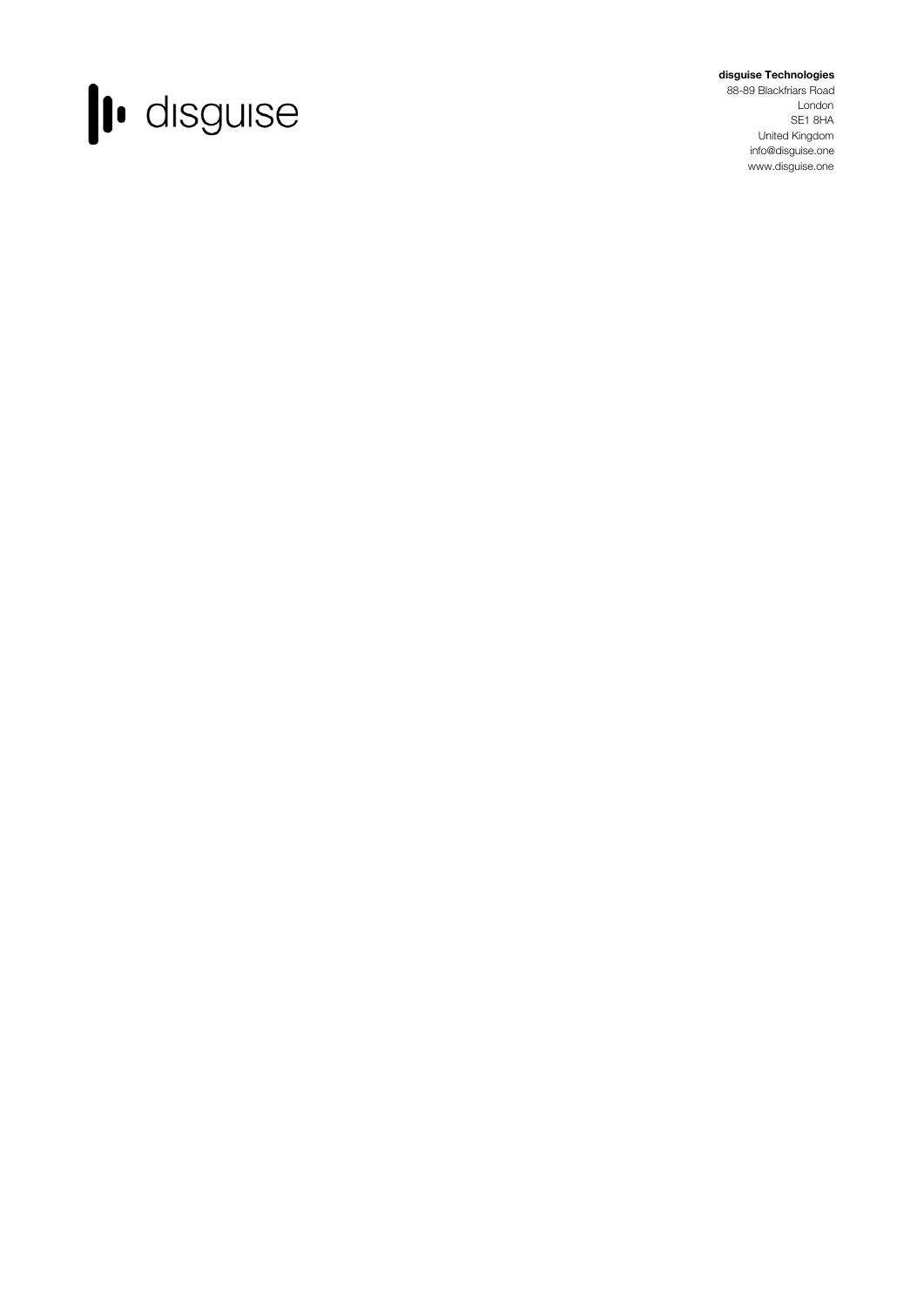**disguise Technologies**
88-89 Blackfriars Road
London
SE1 8HA
United Kingdom
info@disguise.one
www.disguise.one